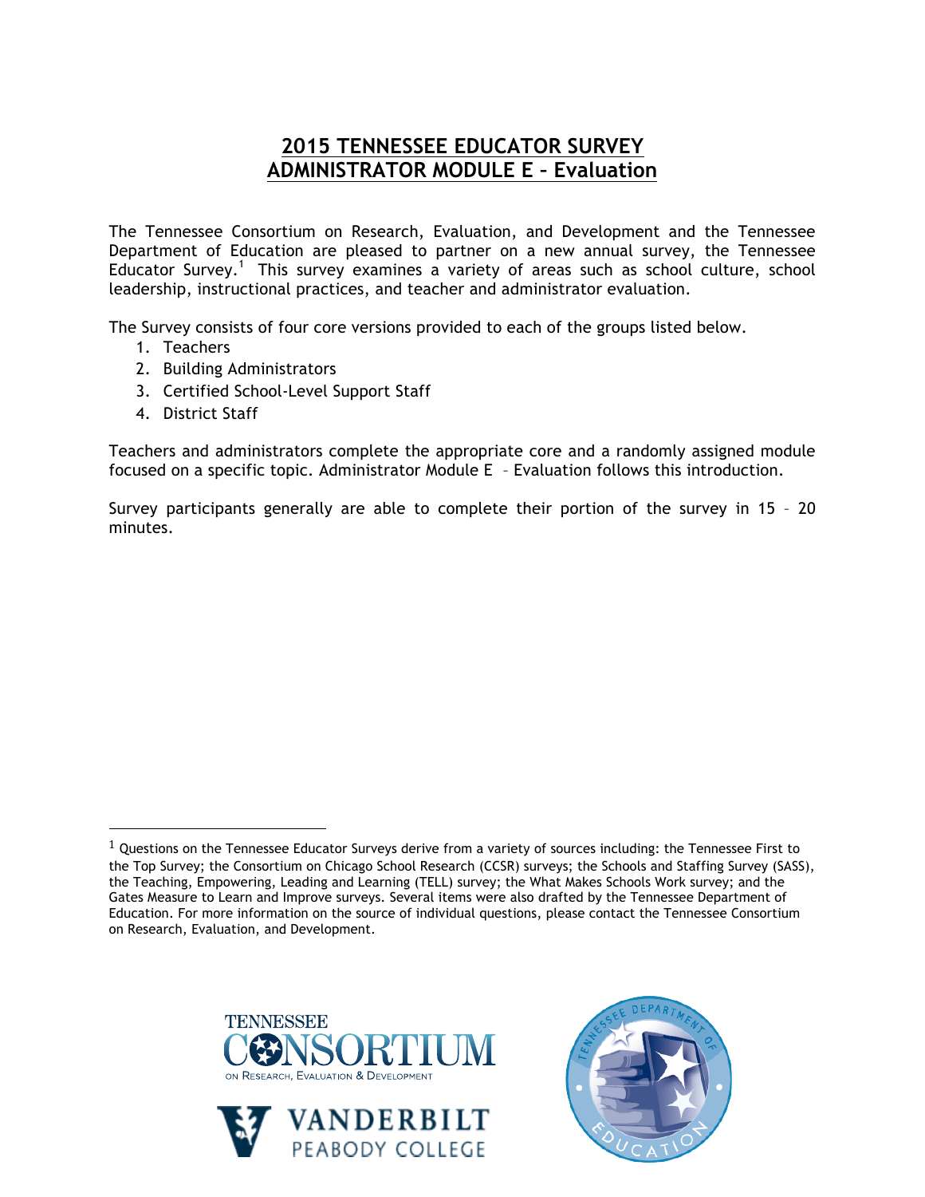# 2015 TENNESSEE EDUCATOR SURVEY
# ADMINISTRATOR MODULE E – Evaluation

The Tennessee Consortium on Research, Evaluation, and Development and the Tennessee Department of Education are pleased to partner on a new annual survey, the Tennessee Educator Survey.[1] This survey examines a variety of areas such as school culture, school leadership, instructional practices, and teacher and administrator evaluation.

The Survey consists of four core versions provided to each of the groups listed below.

1. Teachers
2. Building Administrators
3. Certified School-Level Support Staff
4. District Staff

Teachers and administrators complete the appropriate core and a randomly assigned module focused on a specific topic. Administrator Module E – Evaluation follows this introduction.

Survey participants generally are able to complete their portion of the survey in 15 – 20 minutes.

[1] Questions on the Tennessee Educator Surveys derive from a variety of sources including: the Tennessee First to the Top Survey; the Consortium on Chicago School Research (CCSR) surveys; the Schools and Staffing Survey (SASS), the Teaching, Empowering, Leading and Learning (TELL) survey; the What Makes Schools Work survey; and the Gates Measure to Learn and Improve surveys. Several items were also drafted by the Tennessee Department of Education. For more information on the source of individual questions, please contact the Tennessee Consortium on Research, Evaluation, and Development.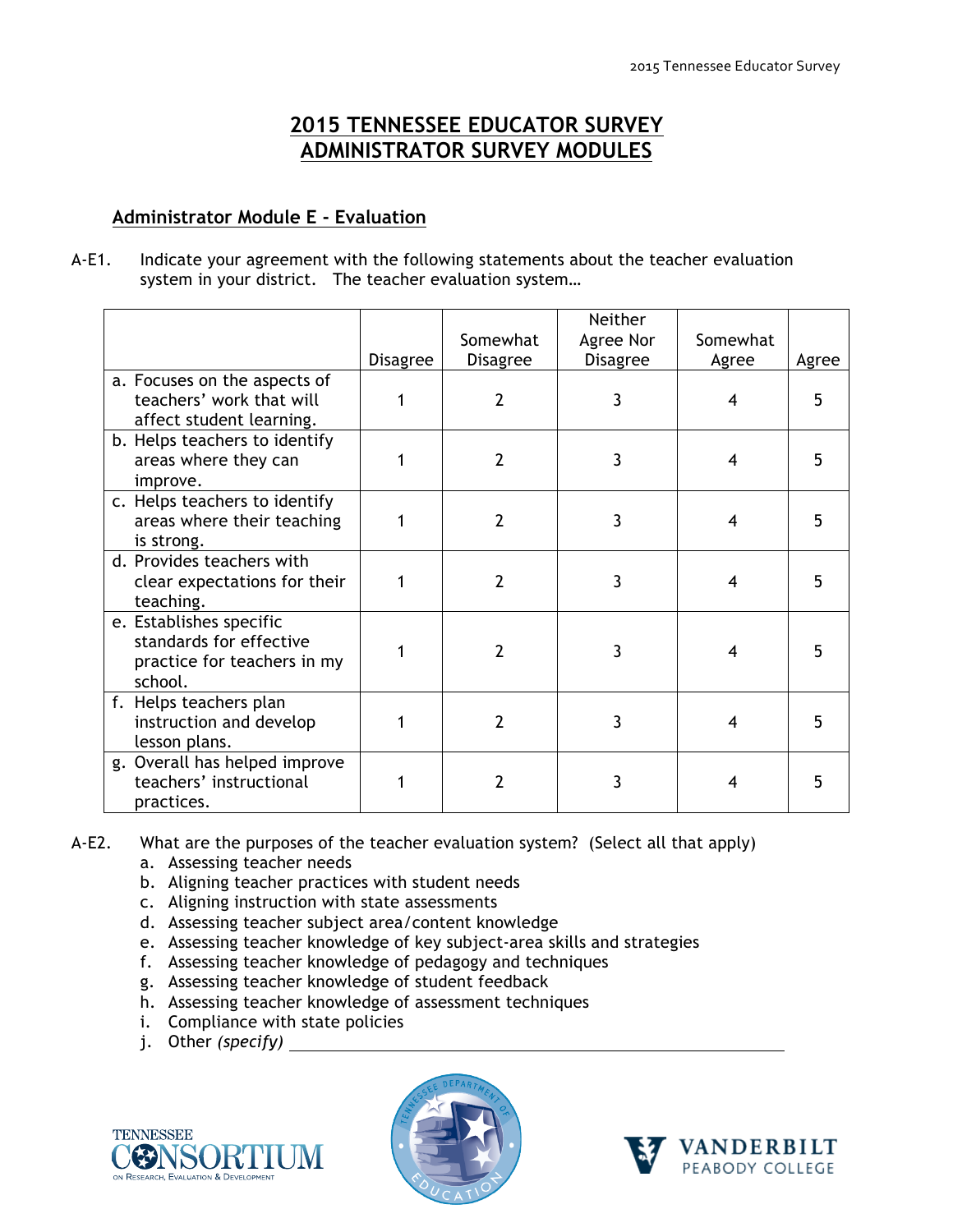# 2015 TENNESSEE EDUCATOR SURVEY
# ADMINISTRATOR SURVEY MODULES

## Administrator Module E - Evaluation

A-E1. Indicate your agreement with the following statements about the teacher evaluation system in your district. The teacher evaluation system…

| | Disagree | Somewhat Disagree | Neither Agree Nor Disagree | Somewhat Agree | Agree |
|---|---|---|---|---|---|
| a. Focuses on the aspects of teachers' work that will affect student learning. | 1 | 2 | 3 | 4 | 5 |
| b. Helps teachers to identify areas where they can improve. | 1 | 2 | 3 | 4 | 5 |
| c. Helps teachers to identify areas where their teaching is strong. | 1 | 2 | 3 | 4 | 5 |
| d. Provides teachers with clear expectations for their teaching. | 1 | 2 | 3 | 4 | 5 |
| e. Establishes specific standards for effective practice for teachers in my school. | 1 | 2 | 3 | 4 | 5 |
| f. Helps teachers plan instruction and develop lesson plans. | 1 | 2 | 3 | 4 | 5 |
| g. Overall has helped improve teachers' instructional practices. | 1 | 2 | 3 | 4 | 5 |

A-E2. What are the purposes of the teacher evaluation system? (Select all that apply)

a. Assessing teacher needs
b. Aligning teacher practices with student needs
c. Aligning instruction with state assessments
d. Assessing teacher subject area/content knowledge
e. Assessing teacher knowledge of key subject-area skills and strategies
f. Assessing teacher knowledge of pedagogy and techniques
g. Assessing teacher knowledge of student feedback
h. Assessing teacher knowledge of assessment techniques
i. Compliance with state policies
j. Other *(specify)* ____________________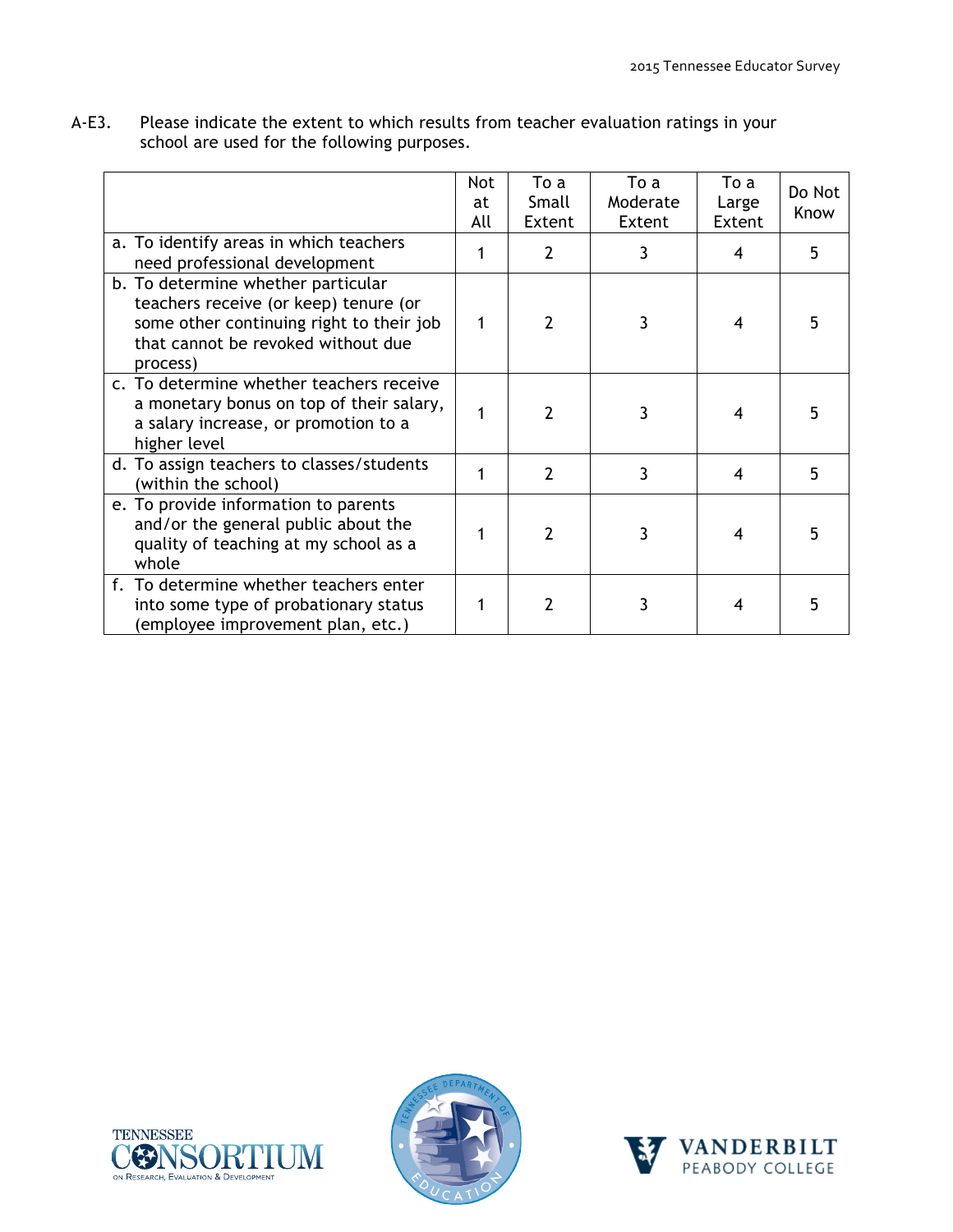A-E3. Please indicate the extent to which results from teacher evaluation ratings in your school are used for the following purposes.

| | Not at All | To a Small Extent | To a Moderate Extent | To a Large Extent | Do Not Know |
|---|---|---|---|---|---|
| a. To identify areas in which teachers need professional development | 1 | 2 | 3 | 4 | 5 |
| b. To determine whether particular teachers receive (or keep) tenure (or some other continuing right to their job that cannot be revoked without due process) | 1 | 2 | 3 | 4 | 5 |
| c. To determine whether teachers receive a monetary bonus on top of their salary, a salary increase, or promotion to a higher level | 1 | 2 | 3 | 4 | 5 |
| d. To assign teachers to classes/students (within the school) | 1 | 2 | 3 | 4 | 5 |
| e. To provide information to parents and/or the general public about the quality of teaching at my school as a whole | 1 | 2 | 3 | 4 | 5 |
| f. To determine whether teachers enter into some type of probationary status (employee improvement plan, etc.) | 1 | 2 | 3 | 4 | 5 |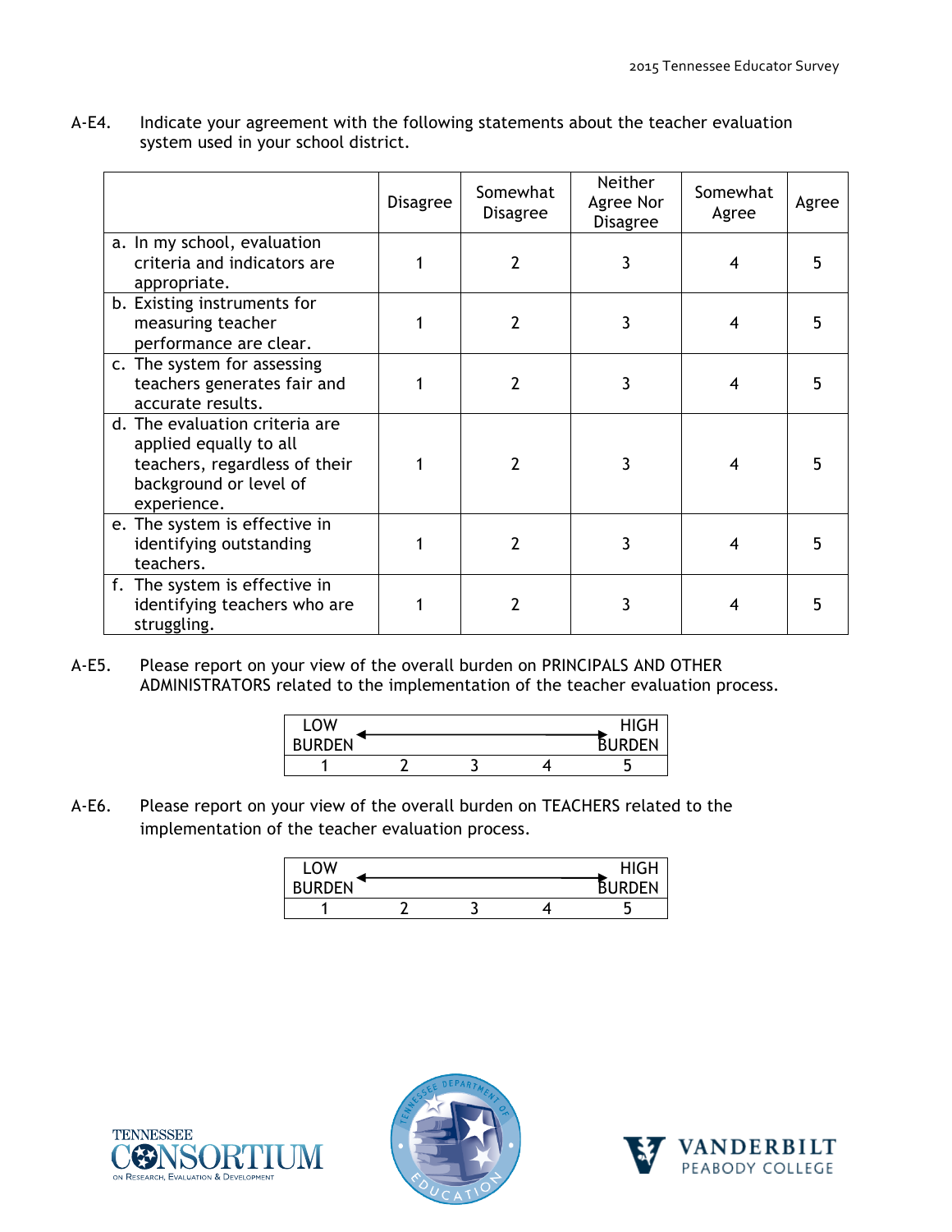A-E4. Indicate your agreement with the following statements about the teacher evaluation system used in your school district.

| | Disagree | Somewhat Disagree | Neither Agree Nor Disagree | Somewhat Agree | Agree |
|---|---|---|---|---|---|
| a. In my school, evaluation criteria and indicators are appropriate. | 1 | 2 | 3 | 4 | 5 |
| b. Existing instruments for measuring teacher performance are clear. | 1 | 2 | 3 | 4 | 5 |
| c. The system for assessing teachers generates fair and accurate results. | 1 | 2 | 3 | 4 | 5 |
| d. The evaluation criteria are applied equally to all teachers, regardless of their background or level of experience. | 1 | 2 | 3 | 4 | 5 |
| e. The system is effective in identifying outstanding teachers. | 1 | 2 | 3 | 4 | 5 |
| f. The system is effective in identifying teachers who are struggling. | 1 | 2 | 3 | 4 | 5 |

A-E5. Please report on your view of the overall burden on PRINCIPALS AND OTHER ADMINISTRATORS related to the implementation of the teacher evaluation process.

| LOW BURDEN | | | | HIGH BURDEN |
|---|---|---|---|---|
| 1 | 2 | 3 | 4 | 5 |

A-E6. Please report on your view of the overall burden on TEACHERS related to the implementation of the teacher evaluation process.

| LOW BURDEN | | | | HIGH BURDEN |
|---|---|---|---|---|
| 1 | 2 | 3 | 4 | 5 |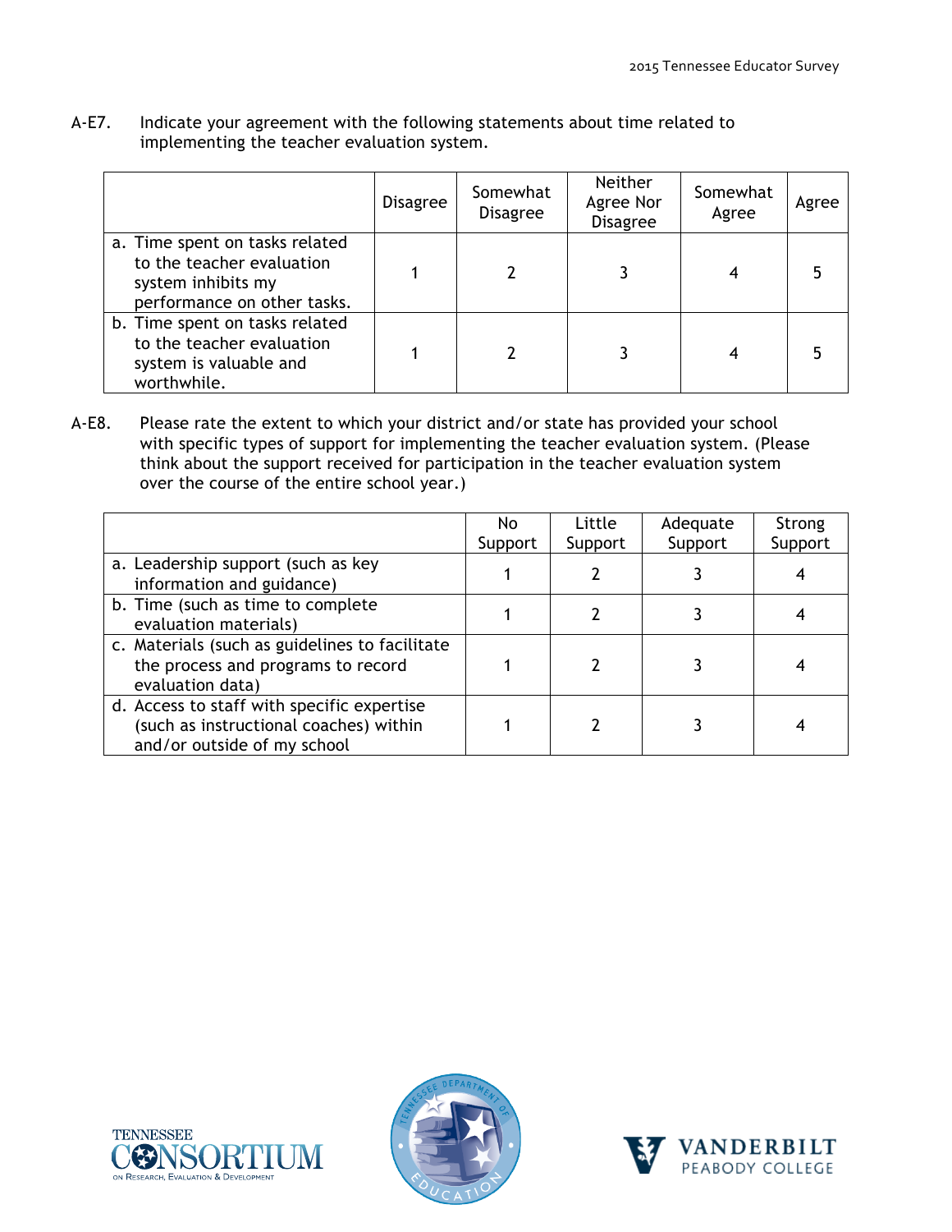A-E7. Indicate your agreement with the following statements about time related to implementing the teacher evaluation system.

| | Disagree | Somewhat Disagree | Neither Agree Nor Disagree | Somewhat Agree | Agree |
|---|---|---|---|---|---|
| a. Time spent on tasks related to the teacher evaluation system inhibits my performance on other tasks. | 1 | 2 | 3 | 4 | 5 |
| b. Time spent on tasks related to the teacher evaluation system is valuable and worthwhile. | 1 | 2 | 3 | 4 | 5 |

A-E8. Please rate the extent to which your district and/or state has provided your school with specific types of support for implementing the teacher evaluation system. (Please think about the support received for participation in the teacher evaluation system over the course of the entire school year.)

| | No Support | Little Support | Adequate Support | Strong Support |
|---|---|---|---|---|
| a. Leadership support (such as key information and guidance) | 1 | 2 | 3 | 4 |
| b. Time (such as time to complete evaluation materials) | 1 | 2 | 3 | 4 |
| c. Materials (such as guidelines to facilitate the process and programs to record evaluation data) | 1 | 2 | 3 | 4 |
| d. Access to staff with specific expertise (such as instructional coaches) within and/or outside of my school | 1 | 2 | 3 | 4 |